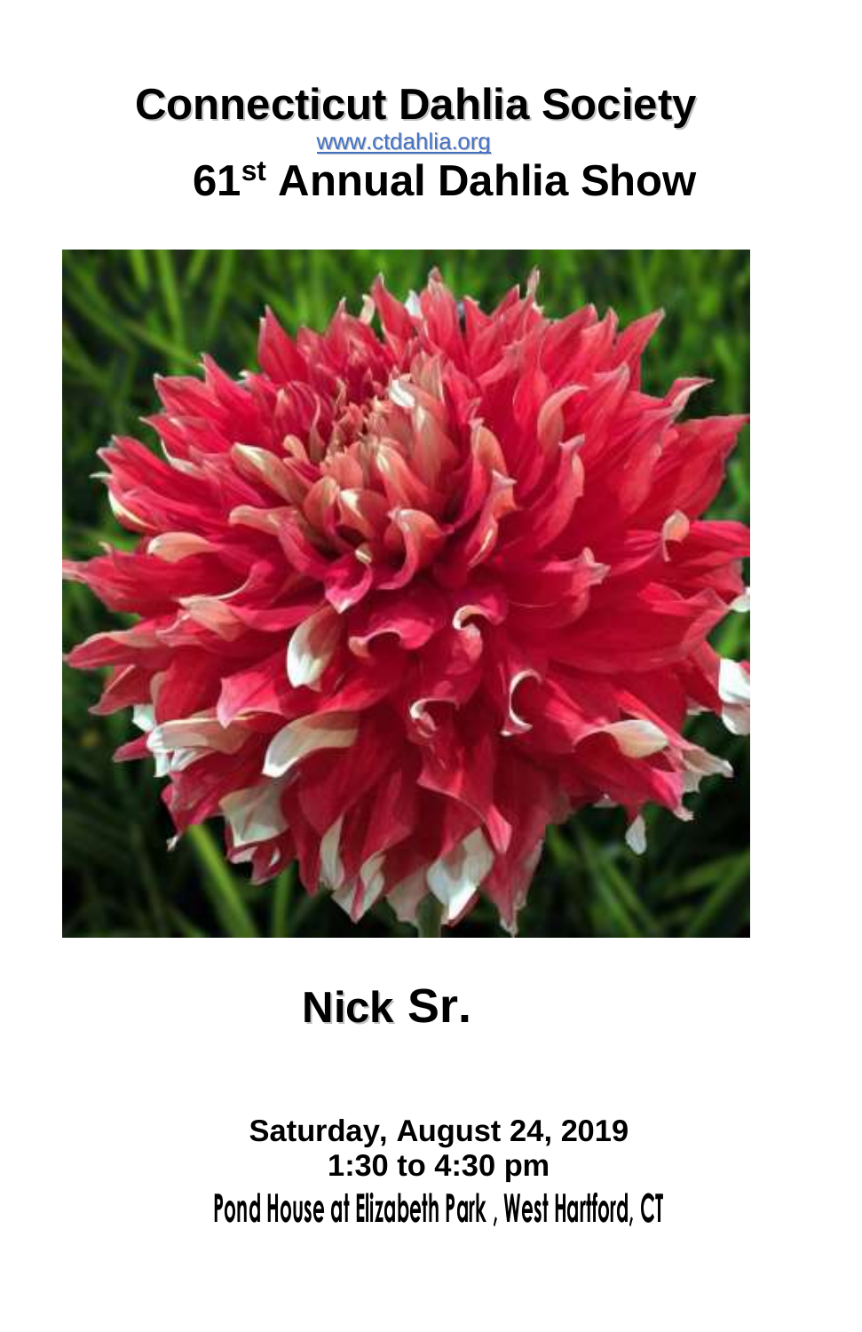# Connecticut Dahlia Society

www.ctdahlia.org

## 61st Annual Dahlia Show

**Nick Sr.**

**Saturday, August 24, 2019**
**1:30 to 4:30 pm**
**Pond House at Elizabeth Park , West Hartford, CT**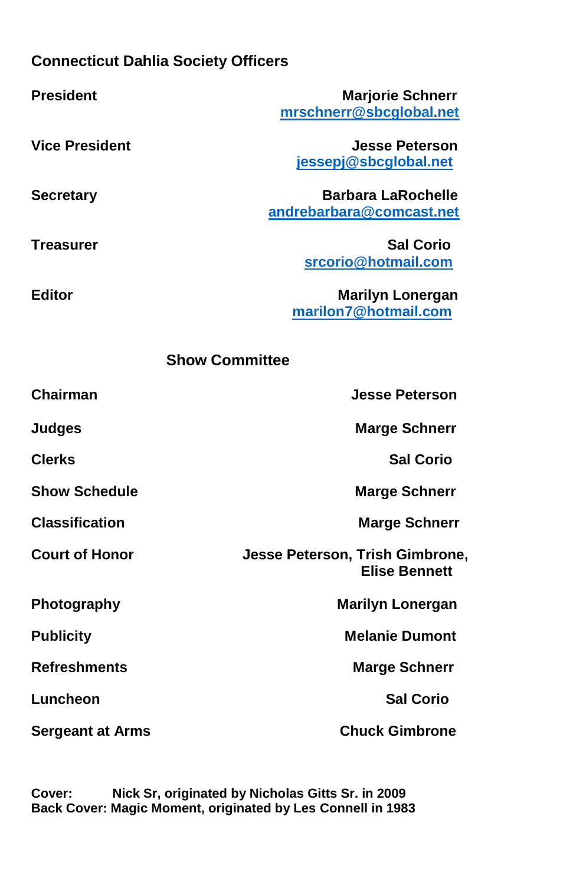## Connecticut Dahlia Society Officers

| | |
|---|---|
| **President** | **Marjorie Schnerr** mrschnerr@sbcglobal.net |
| **Vice President** | **Jesse Peterson** jessepj@sbcglobal.net |
| **Secretary** | **Barbara LaRochelle** andrebarbara@comcast.net |
| **Treasurer** | **Sal Corio** srcorio@hotmail.com |
| **Editor** | **Marilyn Lonergan** marilon7@hotmail.com |

## Show Committee

| | |
|---|---|
| **Chairman** | **Jesse Peterson** |
| **Judges** | **Marge Schnerr** |
| **Clerks** | **Sal Corio** |
| **Show Schedule** | **Marge Schnerr** |
| **Classification** | **Marge Schnerr** |
| **Court of Honor** | **Jesse Peterson, Trish Gimbrone, Elise Bennett** |
| **Photography** | **Marilyn Lonergan** |
| **Publicity** | **Melanie Dumont** |
| **Refreshments** | **Marge Schnerr** |
| **Luncheon** | **Sal Corio** |
| **Sergeant at Arms** | **Chuck Gimbrone** |

**Cover: Nick Sr, originated by Nicholas Gitts Sr. in 2009**
**Back Cover: Magic Moment, originated by Les Connell in 1983**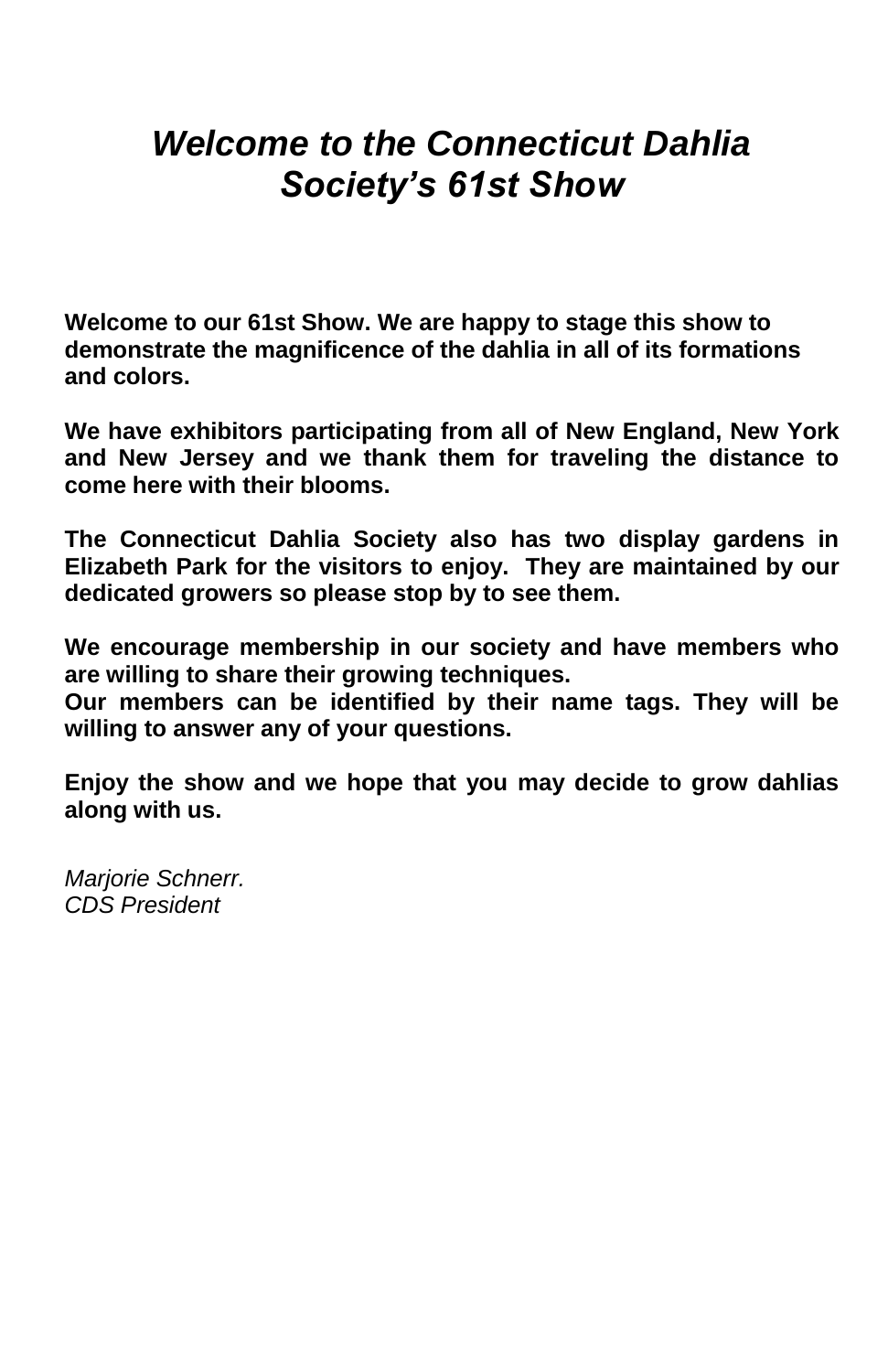# *Welcome to the Connecticut Dahlia Society's 61st Show*

**Welcome to our 61st Show. We are happy to stage this show to demonstrate the magnificence of the dahlia in all of its formations and colors.**

**We have exhibitors participating from all of New England, New York and New Jersey and we thank them for traveling the distance to come here with their blooms.**

**The Connecticut Dahlia Society also has two display gardens in Elizabeth Park for the visitors to enjoy. They are maintained by our dedicated growers so please stop by to see them.**

**We encourage membership in our society and have members who are willing to share their growing techniques.**
**Our members can be identified by their name tags. They will be willing to answer any of your questions.**

**Enjoy the show and we hope that you may decide to grow dahlias along with us.**

*Marjorie Schnerr.*
*CDS President*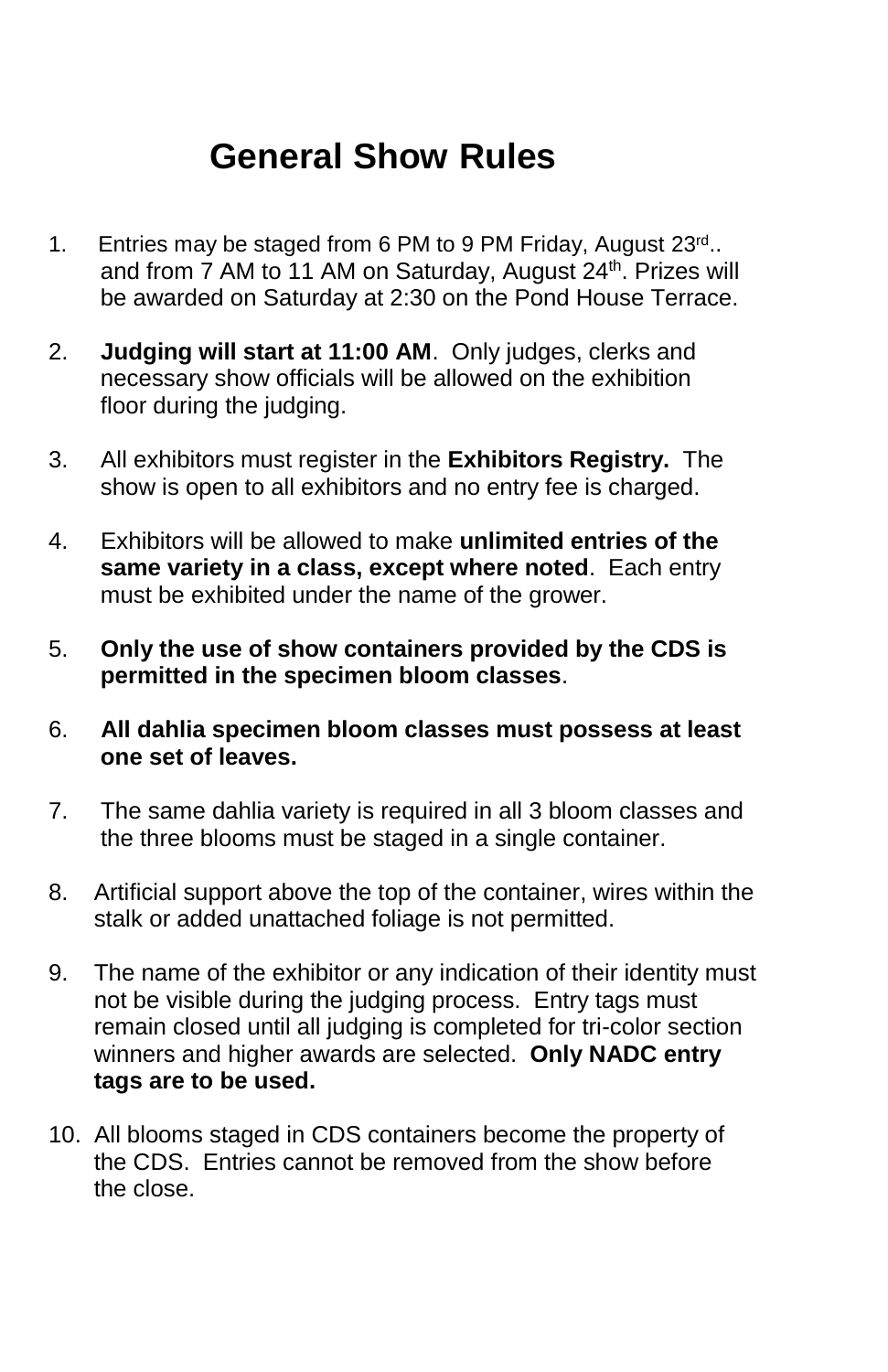# General Show Rules

1. Entries may be staged from 6 PM to 9 PM Friday, August 23rd.. and from 7 AM to 11 AM on Saturday, August 24th. Prizes will be awarded on Saturday at 2:30 on the Pond House Terrace.

2. **Judging will start at 11:00 AM**. Only judges, clerks and necessary show officials will be allowed on the exhibition floor during the judging.

3. All exhibitors must register in the **Exhibitors Registry.** The show is open to all exhibitors and no entry fee is charged.

4. Exhibitors will be allowed to make **unlimited entries of the same variety in a class, except where noted**. Each entry must be exhibited under the name of the grower.

5. **Only the use of show containers provided by the CDS is permitted in the specimen bloom classes**.

6. **All dahlia specimen bloom classes must possess at least one set of leaves.**

7. The same dahlia variety is required in all 3 bloom classes and the three blooms must be staged in a single container.

8. Artificial support above the top of the container, wires within the stalk or added unattached foliage is not permitted.

9. The name of the exhibitor or any indication of their identity must not be visible during the judging process. Entry tags must remain closed until all judging is completed for tri-color section winners and higher awards are selected. **Only NADC entry tags are to be used.**

10. All blooms staged in CDS containers become the property of the CDS. Entries cannot be removed from the show before the close.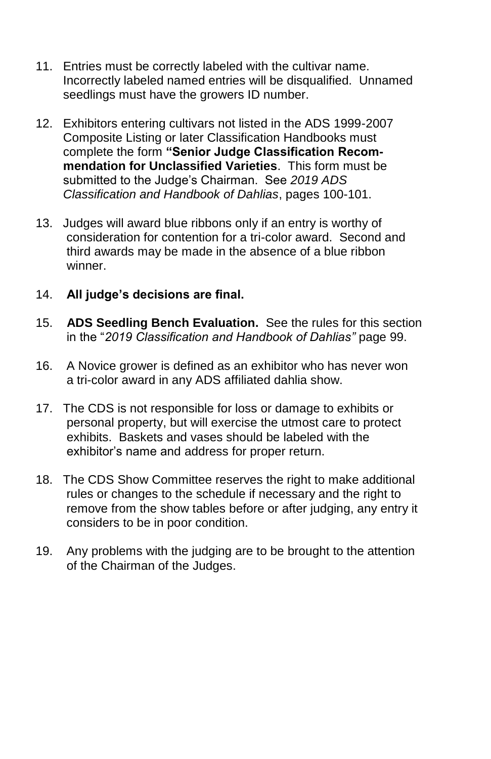11. Entries must be correctly labeled with the cultivar name. Incorrectly labeled named entries will be disqualified. Unnamed seedlings must have the growers ID number.

12. Exhibitors entering cultivars not listed in the ADS 1999-2007 Composite Listing or later Classification Handbooks must complete the form **"Senior Judge Classification Recommendation for Unclassified Varieties**. This form must be submitted to the Judge's Chairman. See *2019 ADS Classification and Handbook of Dahlias*, pages 100-101.

13. Judges will award blue ribbons only if an entry is worthy of consideration for contention for a tri-color award. Second and third awards may be made in the absence of a blue ribbon winner.

14. **All judge's decisions are final.**

15. **ADS Seedling Bench Evaluation.** See the rules for this section in the "*2019 Classification and Handbook of Dahlias"* page 99.

16. A Novice grower is defined as an exhibitor who has never won a tri-color award in any ADS affiliated dahlia show.

17. The CDS is not responsible for loss or damage to exhibits or personal property, but will exercise the utmost care to protect exhibits. Baskets and vases should be labeled with the exhibitor's name and address for proper return.

18. The CDS Show Committee reserves the right to make additional rules or changes to the schedule if necessary and the right to remove from the show tables before or after judging, any entry it considers to be in poor condition.

19. Any problems with the judging are to be brought to the attention of the Chairman of the Judges.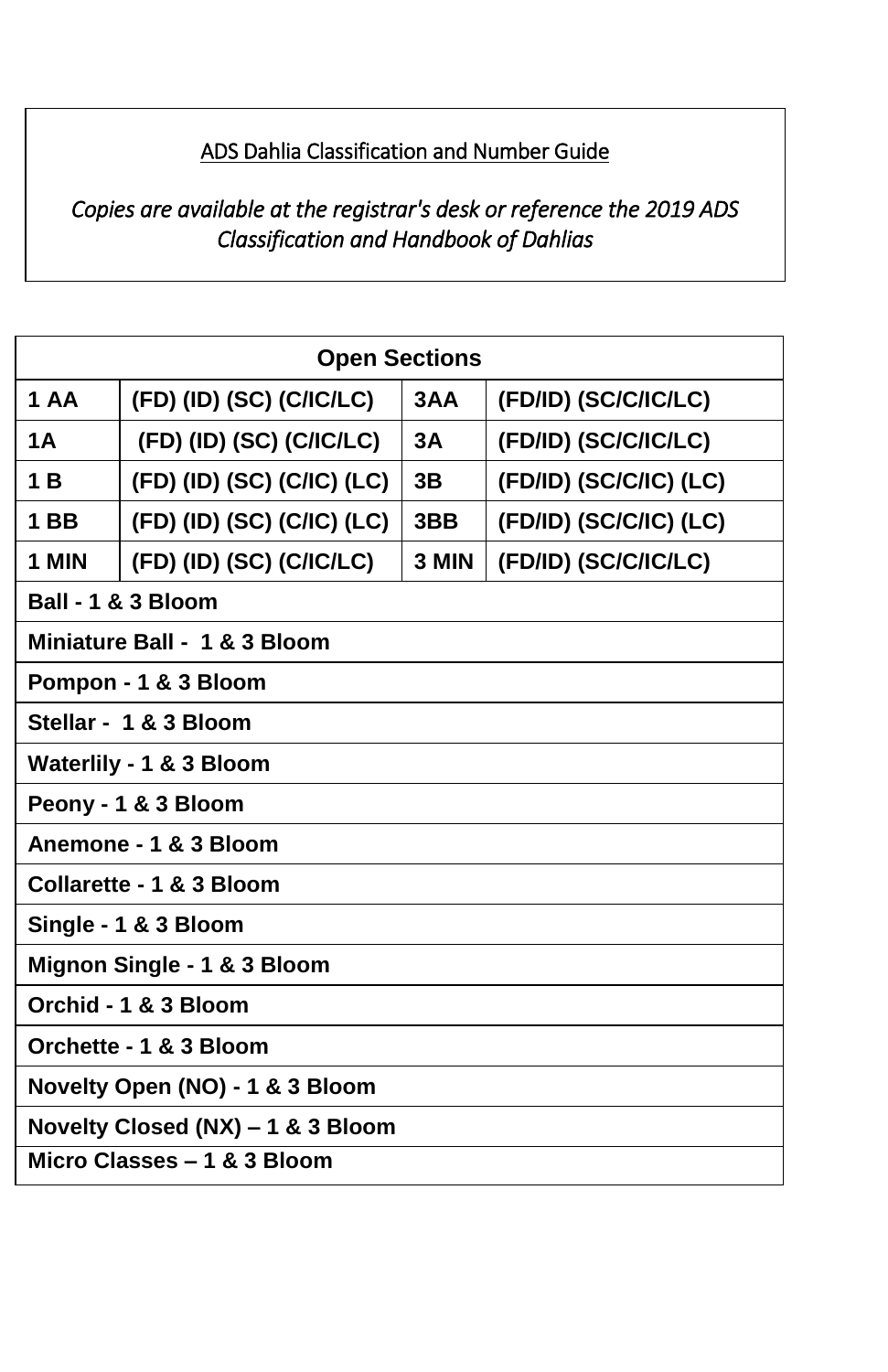ADS Dahlia Classification and Number Guide

*Copies are available at the registrar's desk or reference the 2019 ADS Classification and Handbook of Dahlias*

| Open Sections | | | |
|---|---|---|---|
| **1 AA** | **(FD) (ID) (SC) (C/IC/LC)** | **3AA** | **(FD/ID) (SC/C/IC/LC)** |
| **1A** | **(FD) (ID) (SC) (C/IC/LC)** | **3A** | **(FD/ID) (SC/C/IC/LC)** |
| **1 B** | **(FD) (ID) (SC) (C/IC) (LC)** | **3B** | **(FD/ID) (SC/C/IC) (LC)** |
| **1 BB** | **(FD) (ID) (SC) (C/IC) (LC)** | **3BB** | **(FD/ID) (SC/C/IC) (LC)** |
| **1 MIN** | **(FD) (ID) (SC) (C/IC/LC)** | **3 MIN** | **(FD/ID) (SC/C/IC/LC)** |
| **Ball - 1 & 3 Bloom** | | | |
| **Miniature Ball - 1 & 3 Bloom** | | | |
| **Pompon - 1 & 3 Bloom** | | | |
| **Stellar - 1 & 3 Bloom** | | | |
| **Waterlily - 1 & 3 Bloom** | | | |
| **Peony - 1 & 3 Bloom** | | | |
| **Anemone - 1 & 3 Bloom** | | | |
| **Collarette - 1 & 3 Bloom** | | | |
| **Single - 1 & 3 Bloom** | | | |
| **Mignon Single - 1 & 3 Bloom** | | | |
| **Orchid - 1 & 3 Bloom** | | | |
| **Orchette - 1 & 3 Bloom** | | | |
| **Novelty Open (NO) - 1 & 3 Bloom** | | | |
| **Novelty Closed (NX) – 1 & 3 Bloom** | | | |
| **Micro Classes – 1 & 3 Bloom** | | | |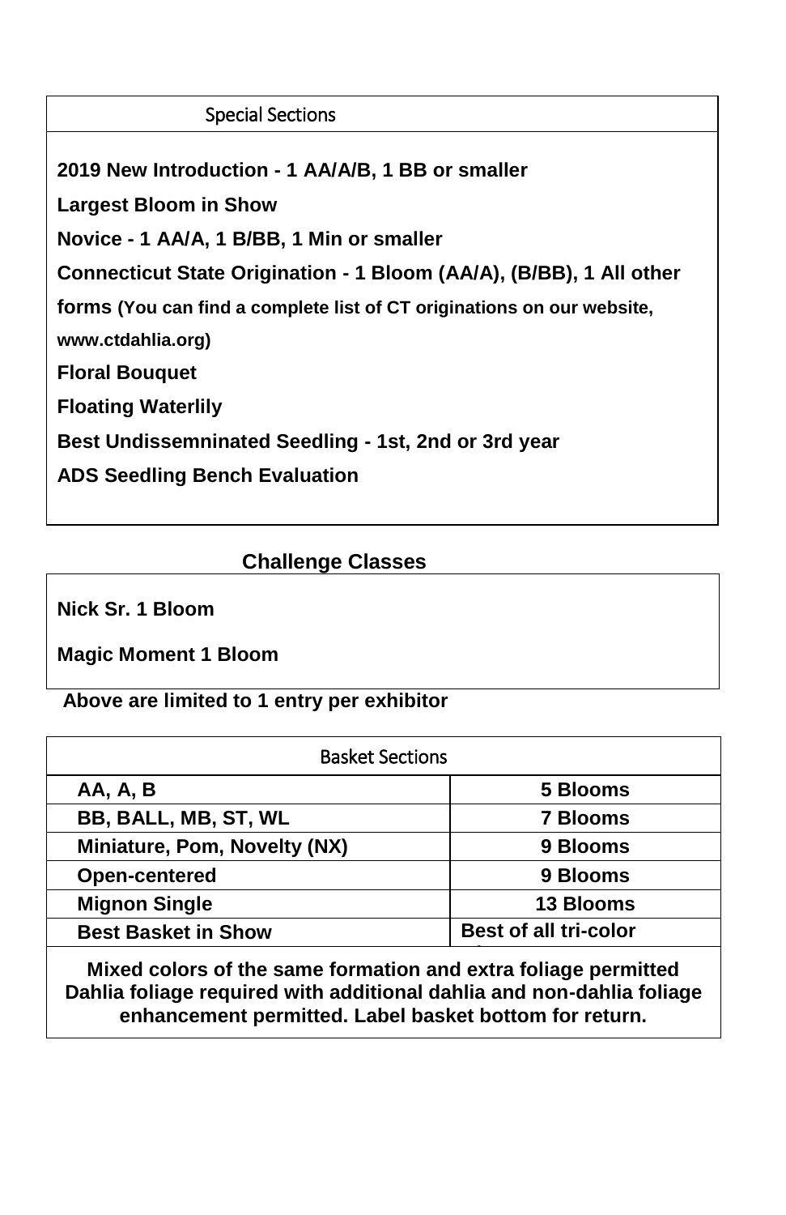## Special Sections

**2019 New Introduction - 1 AA/A/B, 1 BB or smaller**

**Largest Bloom in Show**

**Novice - 1 AA/A, 1 B/BB, 1 Min or smaller**

**Connecticut State Origination - 1 Bloom (AA/A), (B/BB), 1 All other forms (You can find a complete list of CT originations on our website, www.ctdahlia.org)**

**Floral Bouquet**

**Floating Waterlily**

**Best Undissemninated Seedling - 1st, 2nd or 3rd year**

**ADS Seedling Bench Evaluation**

## Challenge Classes

**Nick Sr. 1 Bloom**

**Magic Moment 1 Bloom**

**Above are limited to 1 entry per exhibitor**

## Basket Sections

| Section | Blooms |
| --- | --- |
| **AA, A, B** | **5 Blooms** |
| **BB, BALL, MB, ST, WL** | **7 Blooms** |
| **Miniature, Pom, Novelty (NX)** | **9 Blooms** |
| **Open-centered** | **9 Blooms** |
| **Mignon Single** | **13 Blooms** |
| **Best Basket in Show** | **Best of all tri-color** |

**Mixed colors of the same formation and extra foliage permitted Dahlia foliage required with additional dahlia and non-dahlia foliage enhancement permitted. Label basket bottom for return.**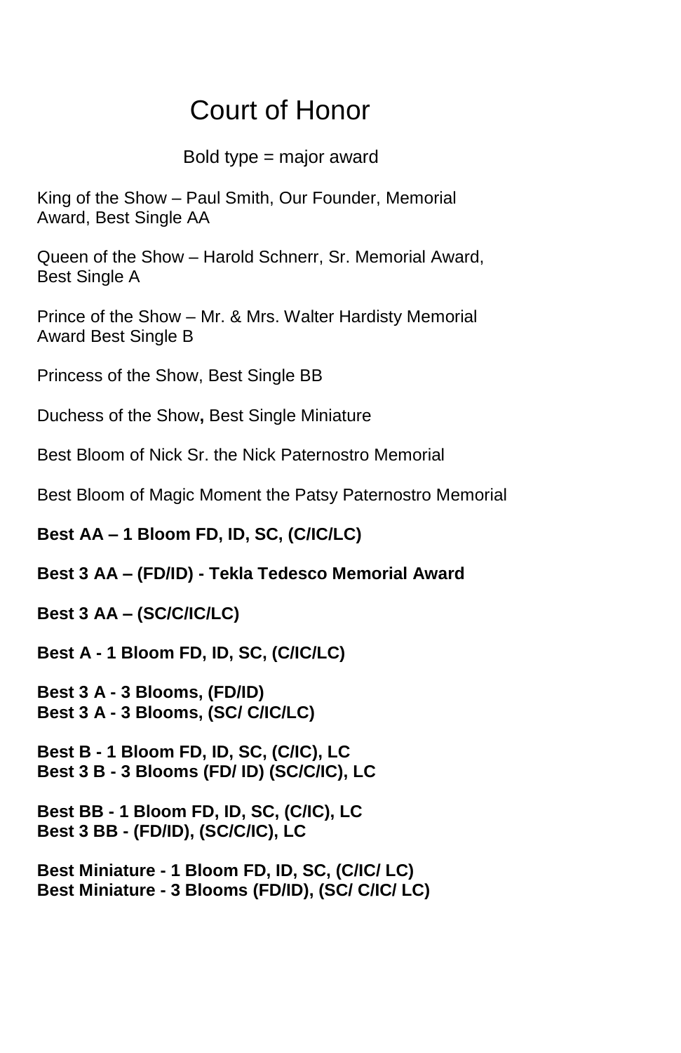# Court of Honor

Bold type = major award

King of the Show – Paul Smith, Our Founder, Memorial Award, Best Single AA

Queen of the Show – Harold Schnerr, Sr. Memorial Award, Best Single A

Prince of the Show – Mr. & Mrs. Walter Hardisty Memorial Award Best Single B

Princess of the Show, Best Single BB

Duchess of the Show**,** Best Single Miniature

Best Bloom of Nick Sr. the Nick Paternostro Memorial

Best Bloom of Magic Moment the Patsy Paternostro Memorial

**Best AA – 1 Bloom FD, ID, SC, (C/IC/LC)**

**Best 3 AA – (FD/ID) - Tekla Tedesco Memorial Award**

**Best 3 AA – (SC/C/IC/LC)**

**Best A - 1 Bloom FD, ID, SC, (C/IC/LC)**

**Best 3 A - 3 Blooms, (FD/ID)**
**Best 3 A - 3 Blooms, (SC/ C/IC/LC)**

**Best B - 1 Bloom FD, ID, SC, (C/IC), LC**
**Best 3 B - 3 Blooms (FD/ ID) (SC/C/IC), LC**

**Best BB - 1 Bloom FD, ID, SC, (C/IC), LC**
**Best 3 BB - (FD/ID), (SC/C/IC), LC**

**Best Miniature - 1 Bloom FD, ID, SC, (C/IC/ LC)**
**Best Miniature - 3 Blooms (FD/ID), (SC/ C/IC/ LC)**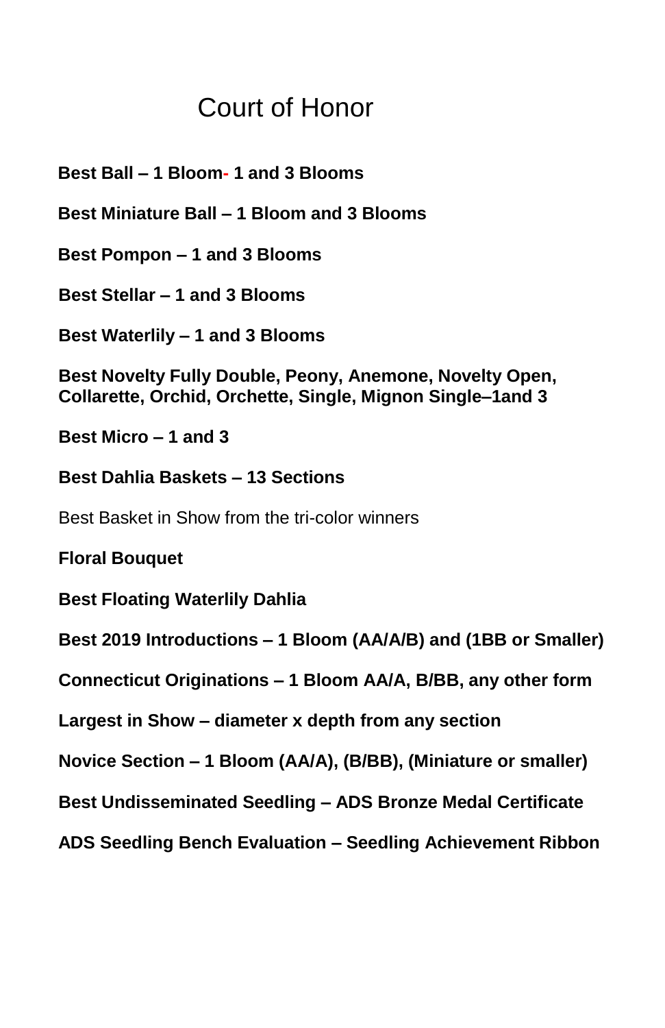# Court of Honor

**Best Ball – 1 Bloom- 1 and 3 Blooms**

**Best Miniature Ball – 1 Bloom and 3 Blooms**

**Best Pompon – 1 and 3 Blooms**

**Best Stellar – 1 and 3 Blooms**

**Best Waterlily – 1 and 3 Blooms**

**Best Novelty Fully Double, Peony, Anemone, Novelty Open, Collarette, Orchid, Orchette, Single, Mignon Single–1and 3**

**Best Micro – 1 and 3**

**Best Dahlia Baskets – 13 Sections**

Best Basket in Show from the tri-color winners

**Floral Bouquet**

**Best Floating Waterlily Dahlia**

**Best 2019 Introductions – 1 Bloom (AA/A/B) and (1BB or Smaller)**

**Connecticut Originations – 1 Bloom AA/A, B/BB, any other form**

**Largest in Show – diameter x depth from any section**

**Novice Section – 1 Bloom (AA/A), (B/BB), (Miniature or smaller)**

**Best Undisseminated Seedling – ADS Bronze Medal Certificate**

**ADS Seedling Bench Evaluation – Seedling Achievement Ribbon**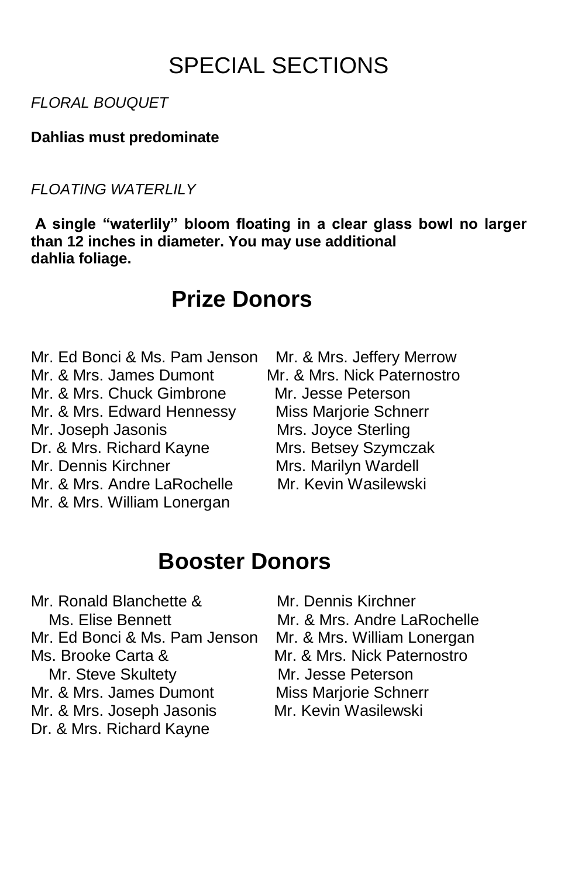# SPECIAL SECTIONS

*FLORAL BOUQUET*

**Dahlias must predominate**

*FLOATING WATERLILY*

**A single "waterlily" bloom floating in a clear glass bowl no larger than 12 inches in diameter. You may use additional dahlia foliage.**

## Prize Donors

Mr. Ed Bonci & Ms. Pam Jenson
Mr. & Mrs. James Dumont
Mr. & Mrs. Chuck Gimbrone
Mr. & Mrs. Edward Hennessy
Mr. Joseph Jasonis
Dr. & Mrs. Richard Kayne
Mr. Dennis Kirchner
Mr. & Mrs. Andre LaRochelle
Mr. & Mrs. William Lonergan
Mr. & Mrs. Jeffery Merrow
Mr. & Mrs. Nick Paternostro
Mr. Jesse Peterson
Miss Marjorie Schnerr
Mrs. Joyce Sterling
Mrs. Betsey Szymczak
Mrs. Marilyn Wardell
Mr. Kevin Wasilewski

## Booster Donors

Mr. Ronald Blanchette & Ms. Elise Bennett
Mr. Ed Bonci & Ms. Pam Jenson
Ms. Brooke Carta & Mr. Steve Skultety
Mr. & Mrs. James Dumont
Mr. & Mrs. Joseph Jasonis
Dr. & Mrs. Richard Kayne
Mr. Dennis Kirchner
Mr. & Mrs. Andre LaRochelle
Mr. & Mrs. William Lonergan
Mr. & Mrs. Nick Paternostro
Mr. Jesse Peterson
Miss Marjorie Schnerr
Mr. Kevin Wasilewski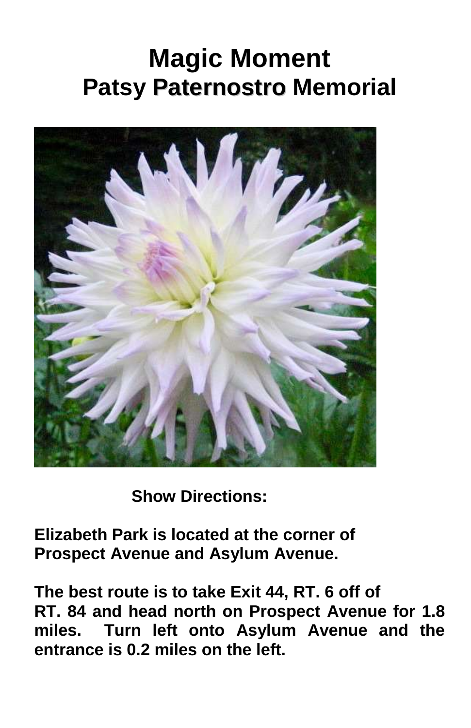# Magic Moment
# Patsy Paternostro Memorial

**Show Directions:**

**Elizabeth Park is located at the corner of Prospect Avenue and Asylum Avenue.**

**The best route is to take Exit 44, RT. 6 off of RT. 84 and head north on Prospect Avenue for 1.8 miles. Turn left onto Asylum Avenue and the entrance is 0.2 miles on the left.**